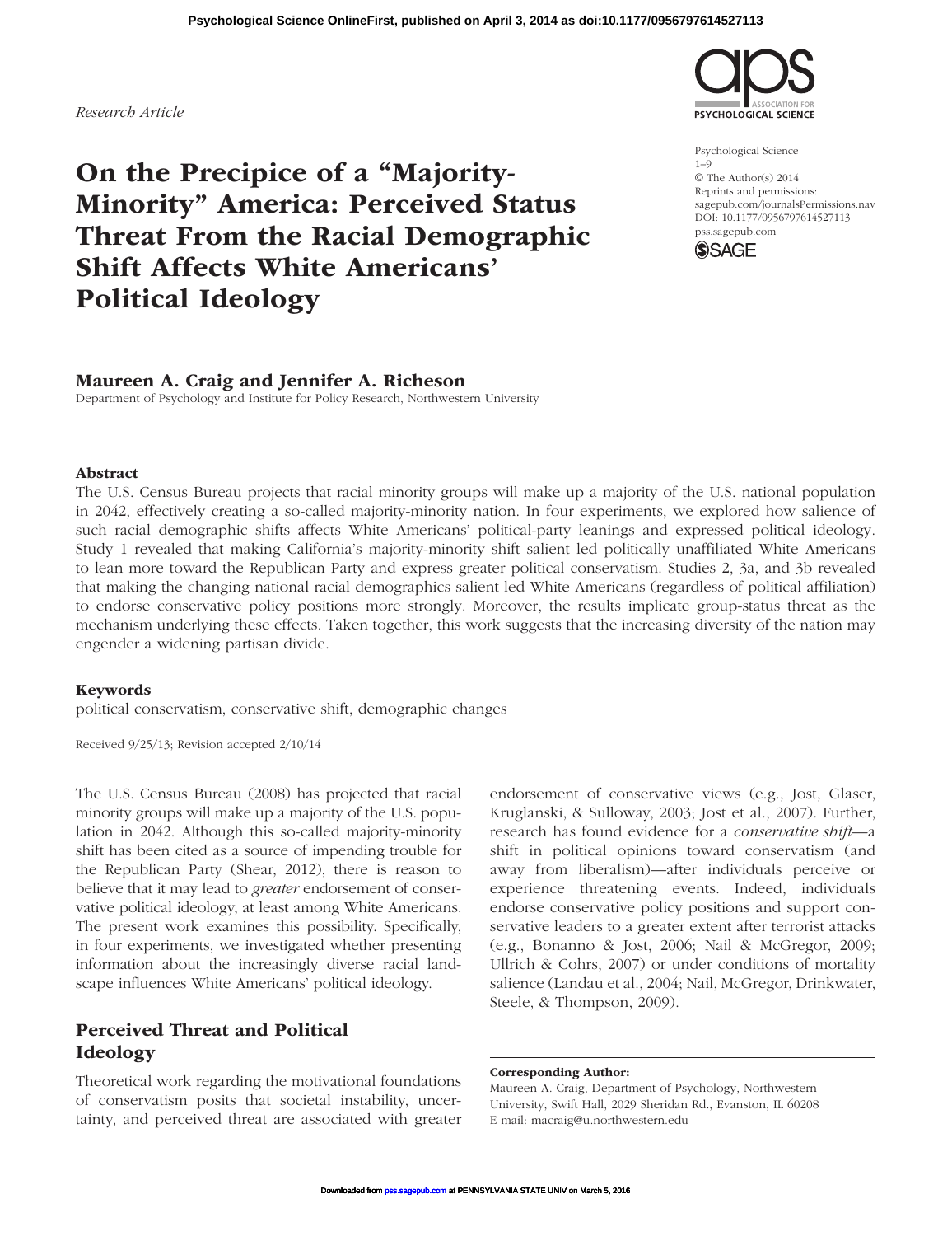*Research Article*

# On the Precipice of a "Majority-Minority" America: Perceived Status Threat From the Racial Demographic Shift Affects White Americans' Political Ideology

**Maureen A. Craig and Jennifer A. Richeson**

Department of Psychology and Institute for Policy Research, Northwestern University

Psychological Science
1–9
© The Author(s) 2014
Reprints and permissions: sagepub.com/journalsPermissions.nav
DOI: 10.1177/0956797614527113
pss.sagepub.com

## Abstract

The U.S. Census Bureau projects that racial minority groups will make up a majority of the U.S. national population in 2042, effectively creating a so-called majority-minority nation. In four experiments, we explored how salience of such racial demographic shifts affects White Americans' political-party leanings and expressed political ideology. Study 1 revealed that making California's majority-minority shift salient led politically unaffiliated White Americans to lean more toward the Republican Party and express greater political conservatism. Studies 2, 3a, and 3b revealed that making the changing national racial demographics salient led White Americans (regardless of political affiliation) to endorse conservative policy positions more strongly. Moreover, the results implicate group-status threat as the mechanism underlying these effects. Taken together, this work suggests that the increasing diversity of the nation may engender a widening partisan divide.

### Keywords

political conservatism, conservative shift, demographic changes

Received 9/25/13; Revision accepted 2/10/14

The U.S. Census Bureau (2008) has projected that racial minority groups will make up a majority of the U.S. population in 2042. Although this so-called majority-minority shift has been cited as a source of impending trouble for the Republican Party (Shear, 2012), there is reason to believe that it may lead to *greater* endorsement of conservative political ideology, at least among White Americans. The present work examines this possibility. Specifically, in four experiments, we investigated whether presenting information about the increasingly diverse racial landscape influences White Americans' political ideology.

## Perceived Threat and Political Ideology

Theoretical work regarding the motivational foundations of conservatism posits that societal instability, uncertainty, and perceived threat are associated with greater endorsement of conservative views (e.g., Jost, Glaser, Kruglanski, & Sulloway, 2003; Jost et al., 2007). Further, research has found evidence for a *conservative shift*—a shift in political opinions toward conservatism (and away from liberalism)—after individuals perceive or experience threatening events. Indeed, individuals endorse conservative policy positions and support conservative leaders to a greater extent after terrorist attacks (e.g., Bonanno & Jost, 2006; Nail & McGregor, 2009; Ullrich & Cohrs, 2007) or under conditions of mortality salience (Landau et al., 2004; Nail, McGregor, Drinkwater, Steele, & Thompson, 2009).

**Corresponding Author:**
Maureen A. Craig, Department of Psychology, Northwestern University, Swift Hall, 2029 Sheridan Rd., Evanston, IL 60208
E-mail: macraig@u.northwestern.edu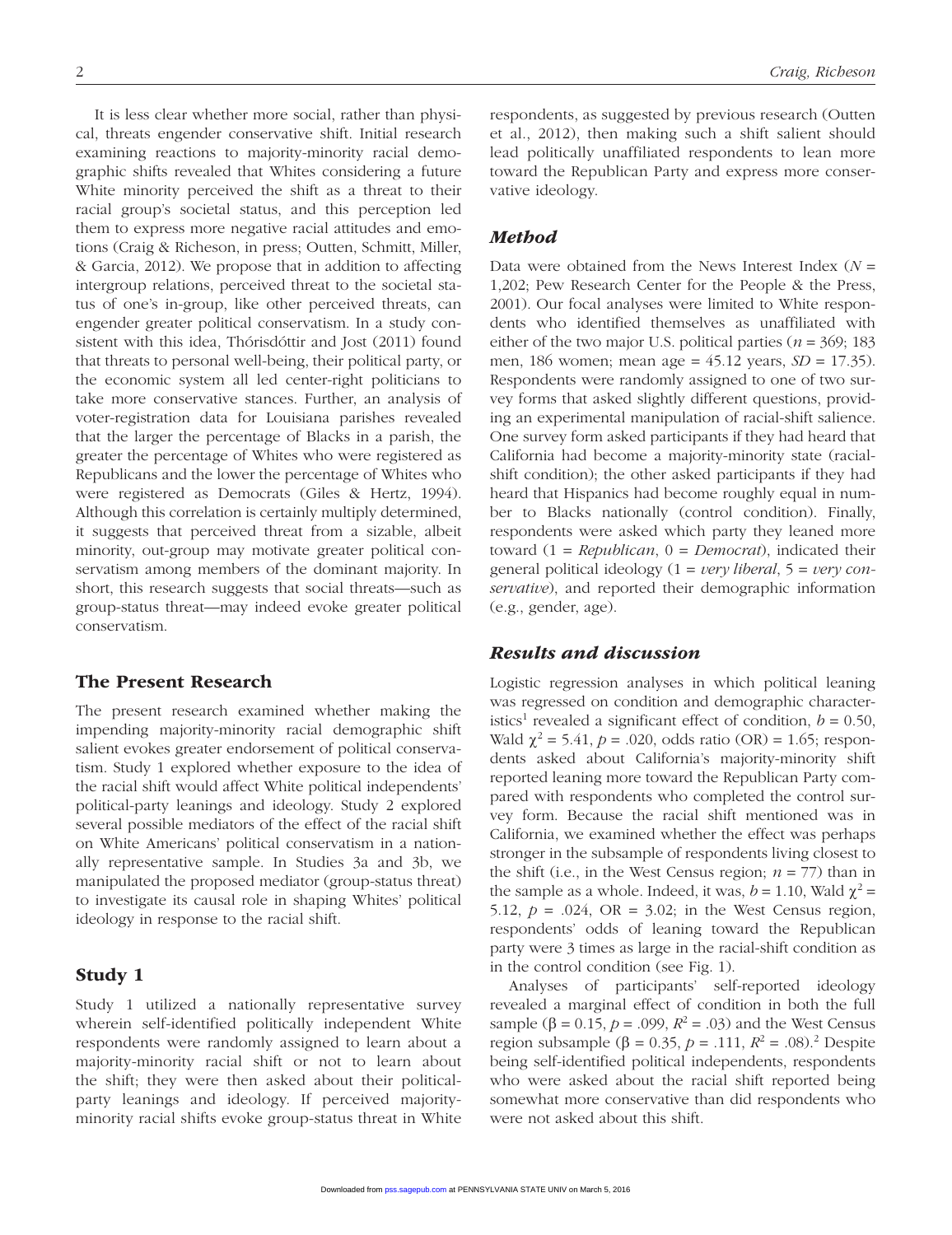It is less clear whether more social, rather than physical, threats engender conservative shift. Initial research examining reactions to majority-minority racial demographic shifts revealed that Whites considering a future White minority perceived the shift as a threat to their racial group's societal status, and this perception led them to express more negative racial attitudes and emotions (Craig & Richeson, in press; Outten, Schmitt, Miller, & Garcia, 2012). We propose that in addition to affecting intergroup relations, perceived threat to the societal status of one's in-group, like other perceived threats, can engender greater political conservatism. In a study consistent with this idea, Thórisdóttir and Jost (2011) found that threats to personal well-being, their political party, or the economic system all led center-right politicians to take more conservative stances. Further, an analysis of voter-registration data for Louisiana parishes revealed that the larger the percentage of Blacks in a parish, the greater the percentage of Whites who were registered as Republicans and the lower the percentage of Whites who were registered as Democrats (Giles & Hertz, 1994). Although this correlation is certainly multiply determined, it suggests that perceived threat from a sizable, albeit minority, out-group may motivate greater political conservatism among members of the dominant majority. In short, this research suggests that social threats—such as group-status threat—may indeed evoke greater political conservatism.

## The Present Research

The present research examined whether making the impending majority-minority racial demographic shift salient evokes greater endorsement of political conservatism. Study 1 explored whether exposure to the idea of the racial shift would affect White political independents' political-party leanings and ideology. Study 2 explored several possible mediators of the effect of the racial shift on White Americans' political conservatism in a nationally representative sample. In Studies 3a and 3b, we manipulated the proposed mediator (group-status threat) to investigate its causal role in shaping Whites' political ideology in response to the racial shift.

## Study 1

Study 1 utilized a nationally representative survey wherein self-identified politically independent White respondents were randomly assigned to learn about a majority-minority racial shift or not to learn about the shift; they were then asked about their political-party leanings and ideology. If perceived majority-minority racial shifts evoke group-status threat in White respondents, as suggested by previous research (Outten et al., 2012), then making such a shift salient should lead politically unaffiliated respondents to lean more toward the Republican Party and express more conservative ideology.

### *Method*

Data were obtained from the News Interest Index ($N$ = 1,202; Pew Research Center for the People & the Press, 2001). Our focal analyses were limited to White respondents who identified themselves as unaffiliated with either of the two major U.S. political parties ($n$ = 369; 183 men, 186 women; mean age = 45.12 years, $SD$ = 17.35). Respondents were randomly assigned to one of two survey forms that asked slightly different questions, providing an experimental manipulation of racial-shift salience. One survey form asked participants if they had heard that California had become a majority-minority state (racial-shift condition); the other asked participants if they had heard that Hispanics had become roughly equal in number to Blacks nationally (control condition). Finally, respondents were asked which party they leaned more toward (1 = *Republican*, 0 = *Democrat*), indicated their general political ideology (1 = *very liberal*, 5 = *very conservative*), and reported their demographic information (e.g., gender, age).

### *Results and discussion*

Logistic regression analyses in which political leaning was regressed on condition and demographic characteristics[1] revealed a significant effect of condition, $b$ = 0.50, Wald $\chi^2$ = 5.41, $p$ = .020, odds ratio (OR) = 1.65; respondents asked about California's majority-minority shift reported leaning more toward the Republican Party compared with respondents who completed the control survey form. Because the racial shift mentioned was in California, we examined whether the effect was perhaps stronger in the subsample of respondents living closest to the shift (i.e., in the West Census region; $n$ = 77) than in the sample as a whole. Indeed, it was, $b$ = 1.10, Wald $\chi^2$ = 5.12, $p$ = .024, OR = 3.02; in the West Census region, respondents' odds of leaning toward the Republican party were 3 times as large in the racial-shift condition as in the control condition (see Fig. 1).

Analyses of participants' self-reported ideology revealed a marginal effect of condition in both the full sample ($\beta$ = 0.15, $p$ = .099, $R^2$ = .03) and the West Census region subsample ($\beta$ = 0.35, $p$ = .111, $R^2$ = .08).[2] Despite being self-identified political independents, respondents who were asked about the racial shift reported being somewhat more conservative than did respondents who were not asked about this shift.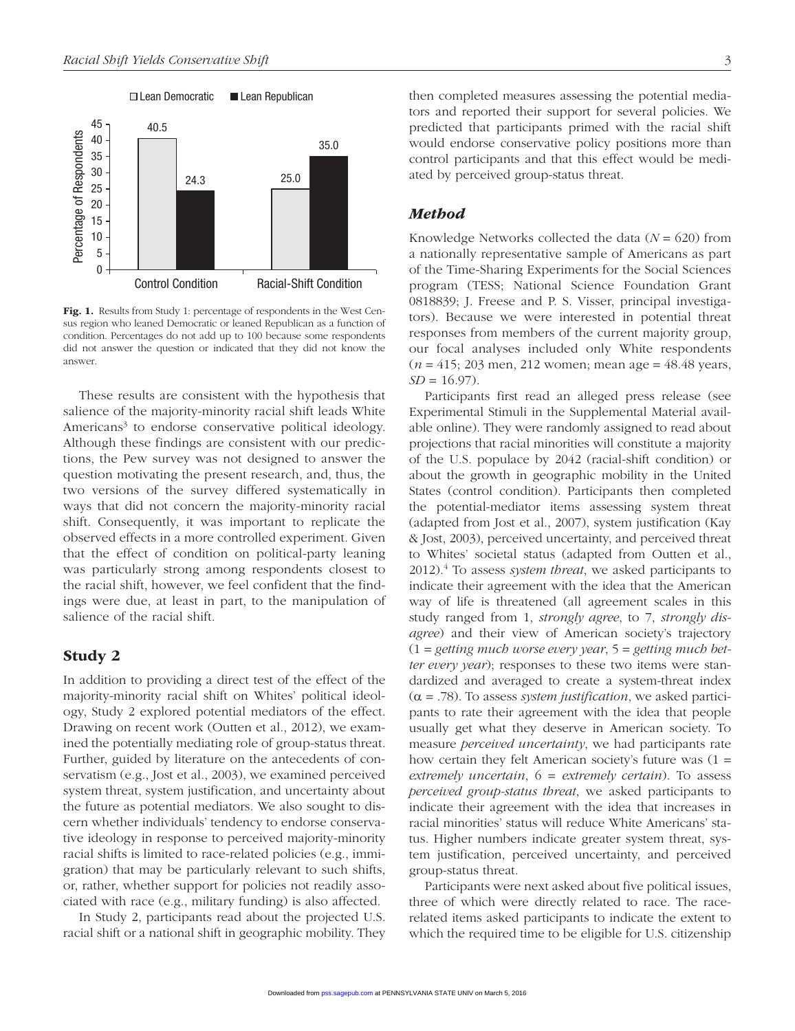Fig. 1. Results from Study 1: percentage of respondents in the West Census region who leaned Democratic or leaned Republican as a function of condition. Percentages do not add up to 100 because some respondents did not answer the question or indicated that they did not know the answer.

These results are consistent with the hypothesis that salience of the majority-minority racial shift leads White Americans[3] to endorse conservative political ideology. Although these findings are consistent with our predictions, the Pew survey was not designed to answer the question motivating the present research, and, thus, the two versions of the survey differed systematically in ways that did not concern the majority-minority racial shift. Consequently, it was important to replicate the observed effects in a more controlled experiment. Given that the effect of condition on political-party leaning was particularly strong among respondents closest to the racial shift, however, we feel confident that the findings were due, at least in part, to the manipulation of salience of the racial shift.

## Study 2

In addition to providing a direct test of the effect of the majority-minority racial shift on Whites' political ideology, Study 2 explored potential mediators of the effect. Drawing on recent work (Outten et al., 2012), we examined the potentially mediating role of group-status threat. Further, guided by literature on the antecedents of conservatism (e.g., Jost et al., 2003), we examined perceived system threat, system justification, and uncertainty about the future as potential mediators. We also sought to discern whether individuals' tendency to endorse conservative ideology in response to perceived majority-minority racial shifts is limited to race-related policies (e.g., immigration) that may be particularly relevant to such shifts, or, rather, whether support for policies not readily associated with race (e.g., military funding) is also affected.

In Study 2, participants read about the projected U.S. racial shift or a national shift in geographic mobility. They then completed measures assessing the potential mediators and reported their support for several policies. We predicted that participants primed with the racial shift would endorse conservative policy positions more than control participants and that this effect would be mediated by perceived group-status threat.

### *Method*

Knowledge Networks collected the data ($N = 620$) from a nationally representative sample of Americans as part of the Time-Sharing Experiments for the Social Sciences program (TESS; National Science Foundation Grant 0818839; J. Freese and P. S. Visser, principal investigators). Because we were interested in potential threat responses from members of the current majority group, our focal analyses included only White respondents ($n = 415$; 203 men, 212 women; mean age = 48.48 years, $SD = 16.97$).

Participants first read an alleged press release (see Experimental Stimuli in the Supplemental Material available online). They were randomly assigned to read about projections that racial minorities will constitute a majority of the U.S. populace by 2042 (racial-shift condition) or about the growth in geographic mobility in the United States (control condition). Participants then completed the potential-mediator items assessing system threat (adapted from Jost et al., 2007), system justification (Kay & Jost, 2003), perceived uncertainty, and perceived threat to Whites' societal status (adapted from Outten et al., 2012).[4] To assess *system threat*, we asked participants to indicate their agreement with the idea that the American way of life is threatened (all agreement scales in this study ranged from 1, *strongly agree*, to 7, *strongly disagree*) and their view of American society's trajectory (1 = *getting much worse every year*, 5 = *getting much better every year*); responses to these two items were standardized and averaged to create a system-threat index ($\alpha = .78$). To assess *system justification*, we asked participants to rate their agreement with the idea that people usually get what they deserve in American society. To measure *perceived uncertainty*, we had participants rate how certain they felt American society's future was (1 = *extremely uncertain*, 6 = *extremely certain*). To assess *perceived group-status threat*, we asked participants to indicate their agreement with the idea that increases in racial minorities' status will reduce White Americans' status. Higher numbers indicate greater system threat, system justification, perceived uncertainty, and perceived group-status threat.

Participants were next asked about five political issues, three of which were directly related to race. The race-related items asked participants to indicate the extent to which the required time to be eligible for U.S. citizenship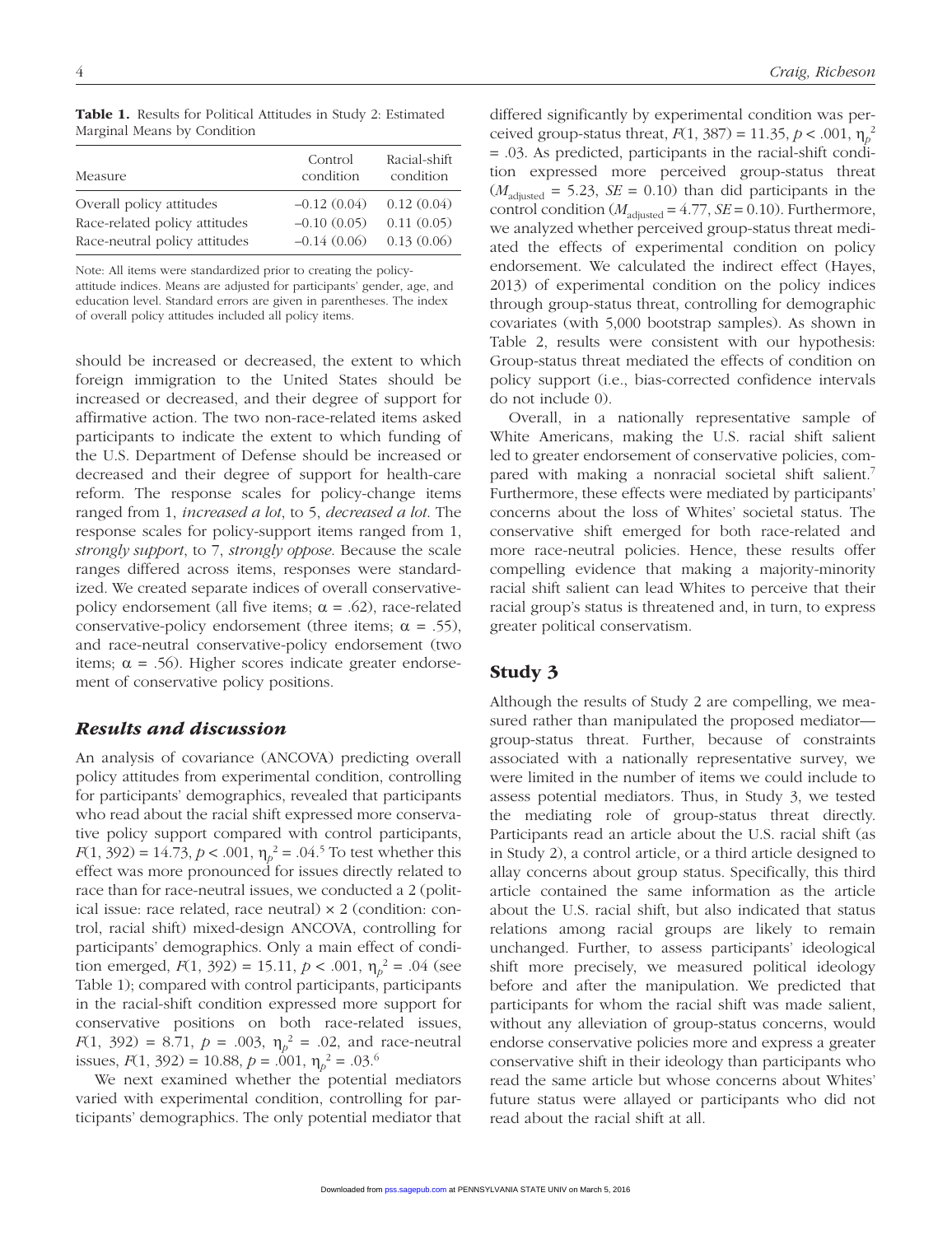**Table 1.** Results for Political Attitudes in Study 2: Estimated Marginal Means by Condition

| Measure | Control condition | Racial-shift condition |
|---|---|---|
| Overall policy attitudes | –0.12 (0.04) | 0.12 (0.04) |
| Race-related policy attitudes | –0.10 (0.05) | 0.11 (0.05) |
| Race-neutral policy attitudes | –0.14 (0.06) | 0.13 (0.06) |

Note: All items were standardized prior to creating the policy-attitude indices. Means are adjusted for participants' gender, age, and education level. Standard errors are given in parentheses. The index of overall policy attitudes included all policy items.

should be increased or decreased, the extent to which foreign immigration to the United States should be increased or decreased, and their degree of support for affirmative action. The two non-race-related items asked participants to indicate the extent to which funding of the U.S. Department of Defense should be increased or decreased and their degree of support for health-care reform. The response scales for policy-change items ranged from 1, *increased a lot*, to 5, *decreased a lot*. The response scales for policy-support items ranged from 1, *strongly support*, to 7, *strongly oppose*. Because the scale ranges differed across items, responses were standardized. We created separate indices of overall conservative-policy endorsement (all five items; $\alpha = .62$), race-related conservative-policy endorsement (three items; $\alpha = .55$), and race-neutral conservative-policy endorsement (two items; $\alpha = .56$). Higher scores indicate greater endorsement of conservative policy positions.

### *Results and discussion*

An analysis of covariance (ANCOVA) predicting overall policy attitudes from experimental condition, controlling for participants' demographics, revealed that participants who read about the racial shift expressed more conservative policy support compared with control participants, $F(1, 392) = 14.73$, $p < .001$, $\eta_p^2 = .04$.[5] To test whether this effect was more pronounced for issues directly related to race than for race-neutral issues, we conducted a 2 (political issue: race related, race neutral) × 2 (condition: control, racial shift) mixed-design ANCOVA, controlling for participants' demographics. Only a main effect of condition emerged, $F(1, 392) = 15.11$, $p < .001$, $\eta_p^2 = .04$ (see Table 1); compared with control participants, participants in the racial-shift condition expressed more support for conservative positions on both race-related issues, $F(1, 392) = 8.71$, $p = .003$, $\eta_p^2 = .02$, and race-neutral issues, $F(1, 392) = 10.88$, $p = .001$, $\eta_p^2 = .03$.[6]

We next examined whether the potential mediators varied with experimental condition, controlling for participants' demographics. The only potential mediator that differed significantly by experimental condition was perceived group-status threat, $F(1, 387) = 11.35$, $p < .001$, $\eta_p^2 = .03$. As predicted, participants in the racial-shift condition expressed more perceived group-status threat ($M_{\text{adjusted}} = 5.23$, $SE = 0.10$) than did participants in the control condition ($M_{\text{adjusted}} = 4.77$, $SE = 0.10$). Furthermore, we analyzed whether perceived group-status threat mediated the effects of experimental condition on policy endorsement. We calculated the indirect effect (Hayes, 2013) of experimental condition on the policy indices through group-status threat, controlling for demographic covariates (with 5,000 bootstrap samples). As shown in Table 2, results were consistent with our hypothesis: Group-status threat mediated the effects of condition on policy support (i.e., bias-corrected confidence intervals do not include 0).

Overall, in a nationally representative sample of White Americans, making the U.S. racial shift salient led to greater endorsement of conservative policies, compared with making a nonracial societal shift salient.[7] Furthermore, these effects were mediated by participants' concerns about the loss of Whites' societal status. The conservative shift emerged for both race-related and more race-neutral policies. Hence, these results offer compelling evidence that making a majority-minority racial shift salient can lead Whites to perceive that their racial group's status is threatened and, in turn, to express greater political conservatism.

## Study 3

Although the results of Study 2 are compelling, we measured rather than manipulated the proposed mediator—group-status threat. Further, because of constraints associated with a nationally representative survey, we were limited in the number of items we could include to assess potential mediators. Thus, in Study 3, we tested the mediating role of group-status threat directly. Participants read an article about the U.S. racial shift (as in Study 2), a control article, or a third article designed to allay concerns about group status. Specifically, this third article contained the same information as the article about the U.S. racial shift, but also indicated that status relations among racial groups are likely to remain unchanged. Further, to assess participants' ideological shift more precisely, we measured political ideology before and after the manipulation. We predicted that participants for whom the racial shift was made salient, without any alleviation of group-status concerns, would endorse conservative policies more and express a greater conservative shift in their ideology than participants who read the same article but whose concerns about Whites' future status were allayed or participants who did not read about the racial shift at all.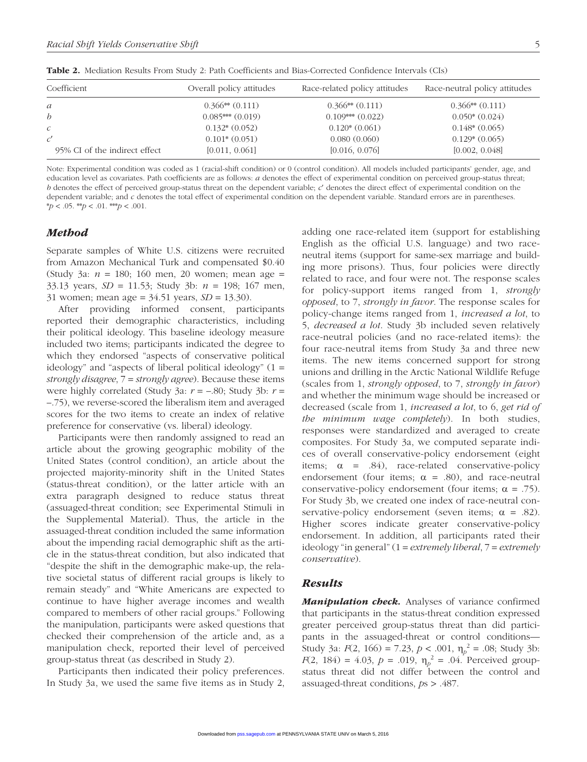**Table 2.** Mediation Results From Study 2: Path Coefficients and Bias-Corrected Confidence Intervals (CIs)

| Coefficient | Overall policy attitudes | Race-related policy attitudes | Race-neutral policy attitudes |
|---|---|---|---|
| *a* | 0.366** (0.111) | 0.366** (0.111) | 0.366** (0.111) |
| *b* | 0.085*** (0.019) | 0.109*** (0.022) | 0.050* (0.024) |
| *c* | 0.132* (0.052) | 0.120* (0.061) | 0.148* (0.065) |
| *c*′ | 0.101* (0.051) | 0.080 (0.060) | 0.129* (0.065) |
| 95% CI of the indirect effect | [0.011, 0.061] | [0.016, 0.076] | [0.002, 0.048] |

Note: Experimental condition was coded as 1 (racial-shift condition) or 0 (control condition). All models included participants' gender, age, and education level as covariates. Path coefficients are as follows: *a* denotes the effect of experimental condition on perceived group-status threat; *b* denotes the effect of perceived group-status threat on the dependent variable; *c*′ denotes the direct effect of experimental condition on the dependent variable; and *c* denotes the total effect of experimental condition on the dependent variable. Standard errors are in parentheses. *$p < .05$. **$p < .01$. ***$p < .001$.

## *Method*

Separate samples of White U.S. citizens were recruited from Amazon Mechanical Turk and compensated $0.40 (Study 3a: $n$ = 180; 160 men, 20 women; mean age = 33.13 years, $SD$ = 11.53; Study 3b: $n$ = 198; 167 men, 31 women; mean age = 34.51 years, $SD$ = 13.30).

After providing informed consent, participants reported their demographic characteristics, including their political ideology. This baseline ideology measure included two items; participants indicated the degree to which they endorsed "aspects of conservative political ideology" and "aspects of liberal political ideology" (1 = *strongly disagree*, 7 = *strongly agree*). Because these items were highly correlated (Study 3a: $r$ = −.80; Study 3b: $r$ = −.75), we reverse-scored the liberalism item and averaged scores for the two items to create an index of relative preference for conservative (vs. liberal) ideology.

Participants were then randomly assigned to read an article about the growing geographic mobility of the United States (control condition), an article about the projected majority-minority shift in the United States (status-threat condition), or the latter article with an extra paragraph designed to reduce status threat (assuaged-threat condition; see Experimental Stimuli in the Supplemental Material). Thus, the article in the assuaged-threat condition included the same information about the impending racial demographic shift as the article in the status-threat condition, but also indicated that "despite the shift in the demographic make-up, the relative societal status of different racial groups is likely to remain steady" and "White Americans are expected to continue to have higher average incomes and wealth compared to members of other racial groups." Following the manipulation, participants were asked questions that checked their comprehension of the article and, as a manipulation check, reported their level of perceived group-status threat (as described in Study 2).

Participants then indicated their policy preferences. In Study 3a, we used the same five items as in Study 2, adding one race-related item (support for establishing English as the official U.S. language) and two race-neutral items (support for same-sex marriage and building more prisons). Thus, four policies were directly related to race, and four were not. The response scales for policy-support items ranged from 1, *strongly opposed*, to 7, *strongly in favor*. The response scales for policy-change items ranged from 1, *increased a lot*, to 5, *decreased a lot*. Study 3b included seven relatively race-neutral policies (and no race-related items): the four race-neutral items from Study 3a and three new items. The new items concerned support for strong unions and drilling in the Arctic National Wildlife Refuge (scales from 1, *strongly opposed*, to 7, *strongly in favor*) and whether the minimum wage should be increased or decreased (scale from 1, *increased a lot*, to 6, *get rid of the minimum wage completely*). In both studies, responses were standardized and averaged to create composites. For Study 3a, we computed separate indices of overall conservative-policy endorsement (eight items; $\alpha$ = .84), race-related conservative-policy endorsement (four items; $\alpha$ = .80), and race-neutral conservative-policy endorsement (four items; $\alpha$ = .75). For Study 3b, we created one index of race-neutral conservative-policy endorsement (seven items; $\alpha$ = .82). Higher scores indicate greater conservative-policy endorsement. In addition, all participants rated their ideology "in general" (1 = *extremely liberal*, 7 = *extremely conservative*).

## *Results*

***Manipulation check.*** Analyses of variance confirmed that participants in the status-threat condition expressed greater perceived group-status threat than did participants in the assuaged-threat or control conditions—Study 3a: $F(2, 166) = 7.23$, $p < .001$, $\eta_p^2 = .08$; Study 3b: $F(2, 184) = 4.03$, $p = .019$, $\eta_p^2 = .04$. Perceived group-status threat did not differ between the control and assuaged-threat conditions, $p$s > .487.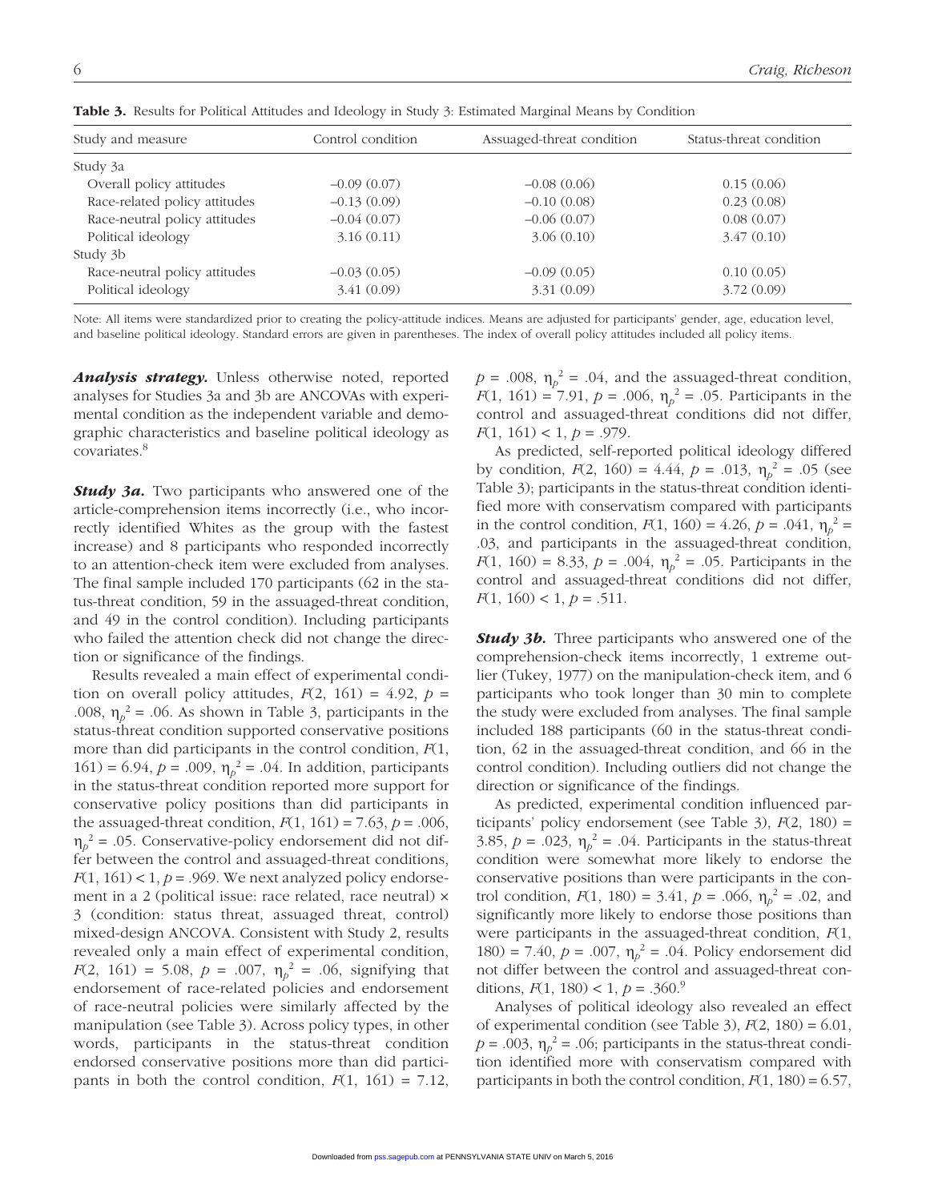**Table 3.** Results for Political Attitudes and Ideology in Study 3: Estimated Marginal Means by Condition

| Study and measure | Control condition | Assuaged-threat condition | Status-threat condition |
|---|---|---|---|
| Study 3a | | | |
| Overall policy attitudes | −0.09 (0.07) | −0.08 (0.06) | 0.15 (0.06) |
| Race-related policy attitudes | −0.13 (0.09) | −0.10 (0.08) | 0.23 (0.08) |
| Race-neutral policy attitudes | −0.04 (0.07) | −0.06 (0.07) | 0.08 (0.07) |
| Political ideology | 3.16 (0.11) | 3.06 (0.10) | 3.47 (0.10) |
| Study 3b | | | |
| Race-neutral policy attitudes | −0.03 (0.05) | −0.09 (0.05) | 0.10 (0.05) |
| Political ideology | 3.41 (0.09) | 3.31 (0.09) | 3.72 (0.09) |

Note: All items were standardized prior to creating the policy-attitude indices. Means are adjusted for participants' gender, age, education level, and baseline political ideology. Standard errors are given in parentheses. The index of overall policy attitudes included all policy items.

***Analysis strategy.*** Unless otherwise noted, reported analyses for Studies 3a and 3b are ANCOVAs with experimental condition as the independent variable and demographic characteristics and baseline political ideology as covariates.[8]

***Study 3a.*** Two participants who answered one of the article-comprehension items incorrectly (i.e., who incorrectly identified Whites as the group with the fastest increase) and 8 participants who responded incorrectly to an attention-check item were excluded from analyses. The final sample included 170 participants (62 in the status-threat condition, 59 in the assuaged-threat condition, and 49 in the control condition). Including participants who failed the attention check did not change the direction or significance of the findings.

Results revealed a main effect of experimental condition on overall policy attitudes, $F(2, 161) = 4.92$, $p = .008$, $\eta_p^2 = .06$. As shown in Table 3, participants in the status-threat condition supported conservative positions more than did participants in the control condition, $F(1, 161) = 6.94$, $p = .009$, $\eta_p^2 = .04$. In addition, participants in the status-threat condition reported more support for conservative policy positions than did participants in the assuaged-threat condition, $F(1, 161) = 7.63$, $p = .006$, $\eta_p^2 = .05$. Conservative-policy endorsement did not differ between the control and assuaged-threat conditions, $F(1, 161) < 1$, $p = .969$. We next analyzed policy endorsement in a 2 (political issue: race related, race neutral) × 3 (condition: status threat, assuaged threat, control) mixed-design ANCOVA. Consistent with Study 2, results revealed only a main effect of experimental condition, $F(2, 161) = 5.08$, $p = .007$, $\eta_p^2 = .06$, signifying that endorsement of race-related policies and endorsement of race-neutral policies were similarly affected by the manipulation (see Table 3). Across policy types, in other words, participants in the status-threat condition endorsed conservative positions more than did participants in both the control condition, $F(1, 161) = 7.12$, $p = .008$, $\eta_p^2 = .04$, and the assuaged-threat condition, $F(1, 161) = 7.91$, $p = .006$, $\eta_p^2 = .05$. Participants in the control and assuaged-threat conditions did not differ, $F(1, 161) < 1$, $p = .979$.

As predicted, self-reported political ideology differed by condition, $F(2, 160) = 4.44$, $p = .013$, $\eta_p^2 = .05$ (see Table 3); participants in the status-threat condition identified more with conservatism compared with participants in the control condition, $F(1, 160) = 4.26$, $p = .041$, $\eta_p^2 = .03$, and participants in the assuaged-threat condition, $F(1, 160) = 8.33$, $p = .004$, $\eta_p^2 = .05$. Participants in the control and assuaged-threat conditions did not differ, $F(1, 160) < 1$, $p = .511$.

***Study 3b.*** Three participants who answered one of the comprehension-check items incorrectly, 1 extreme outlier (Tukey, 1977) on the manipulation-check item, and 6 participants who took longer than 30 min to complete the study were excluded from analyses. The final sample included 188 participants (60 in the status-threat condition, 62 in the assuaged-threat condition, and 66 in the control condition). Including outliers did not change the direction or significance of the findings.

As predicted, experimental condition influenced participants' policy endorsement (see Table 3), $F(2, 180) = 3.85$, $p = .023$, $\eta_p^2 = .04$. Participants in the status-threat condition were somewhat more likely to endorse the conservative positions than were participants in the control condition, $F(1, 180) = 3.41$, $p = .066$, $\eta_p^2 = .02$, and significantly more likely to endorse those positions than were participants in the assuaged-threat condition, $F(1, 180) = 7.40$, $p = .007$, $\eta_p^2 = .04$. Policy endorsement did not differ between the control and assuaged-threat conditions, $F(1, 180) < 1$, $p = .360$.[9]

Analyses of political ideology also revealed an effect of experimental condition (see Table 3), $F(2, 180) = 6.01$, $p = .003$, $\eta_p^2 = .06$; participants in the status-threat condition identified more with conservatism compared with participants in both the control condition, $F(1, 180) = 6.57$,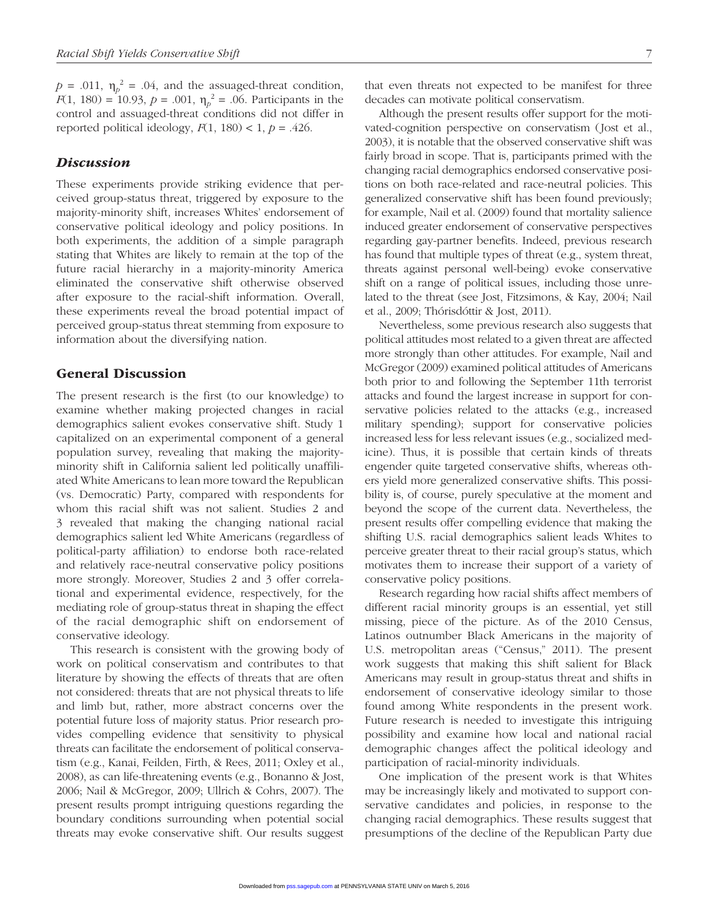$p$ = .011, $\eta_p^2$ = .04, and the assuaged-threat condition, $F(1, 180)$ = 10.93, $p$ = .001, $\eta_p^2$ = .06. Participants in the control and assuaged-threat conditions did not differ in reported political ideology, $F(1, 180) < 1$, $p$ = .426.

### *Discussion*

These experiments provide striking evidence that perceived group-status threat, triggered by exposure to the majority-minority shift, increases Whites' endorsement of conservative political ideology and policy positions. In both experiments, the addition of a simple paragraph stating that Whites are likely to remain at the top of the future racial hierarchy in a majority-minority America eliminated the conservative shift otherwise observed after exposure to the racial-shift information. Overall, these experiments reveal the broad potential impact of perceived group-status threat stemming from exposure to information about the diversifying nation.

## General Discussion

The present research is the first (to our knowledge) to examine whether making projected changes in racial demographics salient evokes conservative shift. Study 1 capitalized on an experimental component of a general population survey, revealing that making the majority-minority shift in California salient led politically unaffiliated White Americans to lean more toward the Republican (vs. Democratic) Party, compared with respondents for whom this racial shift was not salient. Studies 2 and 3 revealed that making the changing national racial demographics salient led White Americans (regardless of political-party affiliation) to endorse both race-related and relatively race-neutral conservative policy positions more strongly. Moreover, Studies 2 and 3 offer correlational and experimental evidence, respectively, for the mediating role of group-status threat in shaping the effect of the racial demographic shift on endorsement of conservative ideology.

This research is consistent with the growing body of work on political conservatism and contributes to that literature by showing the effects of threats that are often not considered: threats that are not physical threats to life and limb but, rather, more abstract concerns over the potential future loss of majority status. Prior research provides compelling evidence that sensitivity to physical threats can facilitate the endorsement of political conservatism (e.g., Kanai, Feilden, Firth, & Rees, 2011; Oxley et al., 2008), as can life-threatening events (e.g., Bonanno & Jost, 2006; Nail & McGregor, 2009; Ullrich & Cohrs, 2007). The present results prompt intriguing questions regarding the boundary conditions surrounding when potential social threats may evoke conservative shift. Our results suggest that even threats not expected to be manifest for three decades can motivate political conservatism.

Although the present results offer support for the motivated-cognition perspective on conservatism (Jost et al., 2003), it is notable that the observed conservative shift was fairly broad in scope. That is, participants primed with the changing racial demographics endorsed conservative positions on both race-related and race-neutral policies. This generalized conservative shift has been found previously; for example, Nail et al. (2009) found that mortality salience induced greater endorsement of conservative perspectives regarding gay-partner benefits. Indeed, previous research has found that multiple types of threat (e.g., system threat, threats against personal well-being) evoke conservative shift on a range of political issues, including those unrelated to the threat (see Jost, Fitzsimons, & Kay, 2004; Nail et al., 2009; Thórisdóttir & Jost, 2011).

Nevertheless, some previous research also suggests that political attitudes most related to a given threat are affected more strongly than other attitudes. For example, Nail and McGregor (2009) examined political attitudes of Americans both prior to and following the September 11th terrorist attacks and found the largest increase in support for conservative policies related to the attacks (e.g., increased military spending); support for conservative policies increased less for less relevant issues (e.g., socialized medicine). Thus, it is possible that certain kinds of threats engender quite targeted conservative shifts, whereas others yield more generalized conservative shifts. This possibility is, of course, purely speculative at the moment and beyond the scope of the current data. Nevertheless, the present results offer compelling evidence that making the shifting U.S. racial demographics salient leads Whites to perceive greater threat to their racial group's status, which motivates them to increase their support of a variety of conservative policy positions.

Research regarding how racial shifts affect members of different racial minority groups is an essential, yet still missing, piece of the picture. As of the 2010 Census, Latinos outnumber Black Americans in the majority of U.S. metropolitan areas ("Census," 2011). The present work suggests that making this shift salient for Black Americans may result in group-status threat and shifts in endorsement of conservative ideology similar to those found among White respondents in the present work. Future research is needed to investigate this intriguing possibility and examine how local and national racial demographic changes affect the political ideology and participation of racial-minority individuals.

One implication of the present work is that Whites may be increasingly likely and motivated to support conservative candidates and policies, in response to the changing racial demographics. These results suggest that presumptions of the decline of the Republican Party due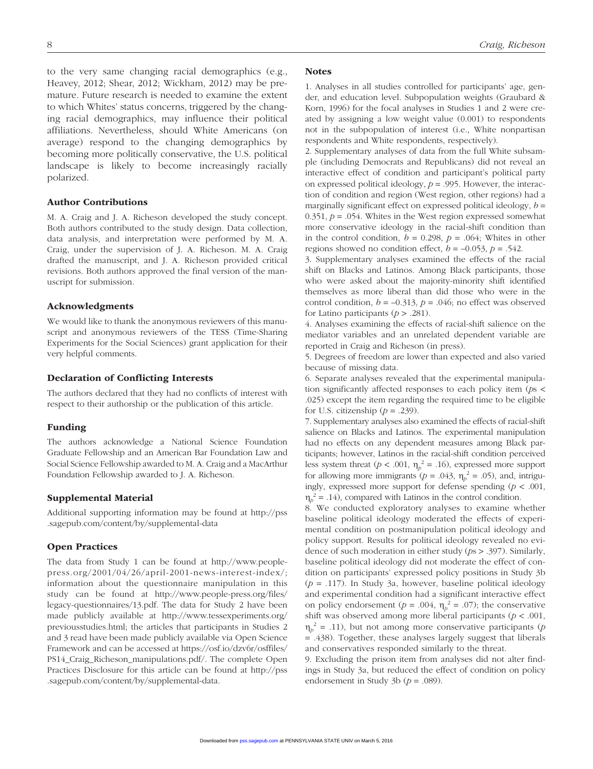to the very same changing racial demographics (e.g., Heavey, 2012; Shear, 2012; Wickham, 2012) may be premature. Future research is needed to examine the extent to which Whites' status concerns, triggered by the changing racial demographics, may influence their political affiliations. Nevertheless, should White Americans (on average) respond to the changing demographics by becoming more politically conservative, the U.S. political landscape is likely to become increasingly racially polarized.

## Author Contributions

M. A. Craig and J. A. Richeson developed the study concept. Both authors contributed to the study design. Data collection, data analysis, and interpretation were performed by M. A. Craig, under the supervision of J. A. Richeson. M. A. Craig drafted the manuscript, and J. A. Richeson provided critical revisions. Both authors approved the final version of the manuscript for submission.

## Acknowledgments

We would like to thank the anonymous reviewers of this manuscript and anonymous reviewers of the TESS (Time-Sharing Experiments for the Social Sciences) grant application for their very helpful comments.

## Declaration of Conflicting Interests

The authors declared that they had no conflicts of interest with respect to their authorship or the publication of this article.

## Funding

The authors acknowledge a National Science Foundation Graduate Fellowship and an American Bar Foundation Law and Social Science Fellowship awarded to M. A. Craig and a MacArthur Foundation Fellowship awarded to J. A. Richeson.

## Supplemental Material

Additional supporting information may be found at http://pss.sagepub.com/content/by/supplemental-data

## Open Practices

The data from Study 1 can be found at http://www.people-press.org/2001/04/26/april-2001-news-interest-index/; information about the questionnaire manipulation in this study can be found at http://www.people-press.org/files/legacy-questionnaires/13.pdf. The data for Study 2 have been made publicly available at http://www.tessexperiments.org/previousstudies.html; the articles that participants in Studies 2 and 3 read have been made publicly available via Open Science Framework and can be accessed at https://osf.io/dzv6r/osffiles/PS14_Craig_Richeson_manipulations.pdf/. The complete Open Practices Disclosure for this article can be found at http://pss.sagepub.com/content/by/supplemental-data.

## Notes

1. Analyses in all studies controlled for participants' age, gender, and education level. Subpopulation weights (Graubard & Korn, 1996) for the focal analyses in Studies 1 and 2 were created by assigning a low weight value (0.001) to respondents not in the subpopulation of interest (i.e., White nonpartisan respondents and White respondents, respectively).

2. Supplementary analyses of data from the full White subsample (including Democrats and Republicans) did not reveal an interactive effect of condition and participant's political party on expressed political ideology, $p = .995$. However, the interaction of condition and region (West region, other regions) had a marginally significant effect on expressed political ideology, $b = 0.351$, $p = .054$. Whites in the West region expressed somewhat more conservative ideology in the racial-shift condition than in the control condition, $b = 0.298$, $p = .064$; Whites in other regions showed no condition effect, $b = -0.053$, $p = .542$.

3. Supplementary analyses examined the effects of the racial shift on Blacks and Latinos. Among Black participants, those who were asked about the majority-minority shift identified themselves as more liberal than did those who were in the control condition, $b = -0.313$, $p = .046$; no effect was observed for Latino participants ($p > .281$).

4. Analyses examining the effects of racial-shift salience on the mediator variables and an unrelated dependent variable are reported in Craig and Richeson (in press).

5. Degrees of freedom are lower than expected and also varied because of missing data.

6. Separate analyses revealed that the experimental manipulation significantly affected responses to each policy item ($p$s < .025) except the item regarding the required time to be eligible for U.S. citizenship ($p = .239$).

7. Supplementary analyses also examined the effects of racial-shift salience on Blacks and Latinos. The experimental manipulation had no effects on any dependent measures among Black participants; however, Latinos in the racial-shift condition perceived less system threat ($p < .001$, $\eta_p^2 = .16$), expressed more support for allowing more immigrants ($p = .043$, $\eta_p^2 = .05$), and, intriguingly, expressed more support for defense spending ($p < .001$, $\eta_p^2 = .14$), compared with Latinos in the control condition.

8. We conducted exploratory analyses to examine whether baseline political ideology moderated the effects of experimental condition on postmanipulation political ideology and policy support. Results for political ideology revealed no evidence of such moderation in either study ($p$s > .397). Similarly, baseline political ideology did not moderate the effect of condition on participants' expressed policy positions in Study 3b ($p = .117$). In Study 3a, however, baseline political ideology and experimental condition had a significant interactive effect on policy endorsement ($p = .004$, $\eta_p^2 = .07$); the conservative shift was observed among more liberal participants ($p < .001$, $\eta_p^2 = .11$), but not among more conservative participants ($p = .438$). Together, these analyses largely suggest that liberals and conservatives responded similarly to the threat.

9. Excluding the prison item from analyses did not alter findings in Study 3a, but reduced the effect of condition on policy endorsement in Study 3b ($p = .089$).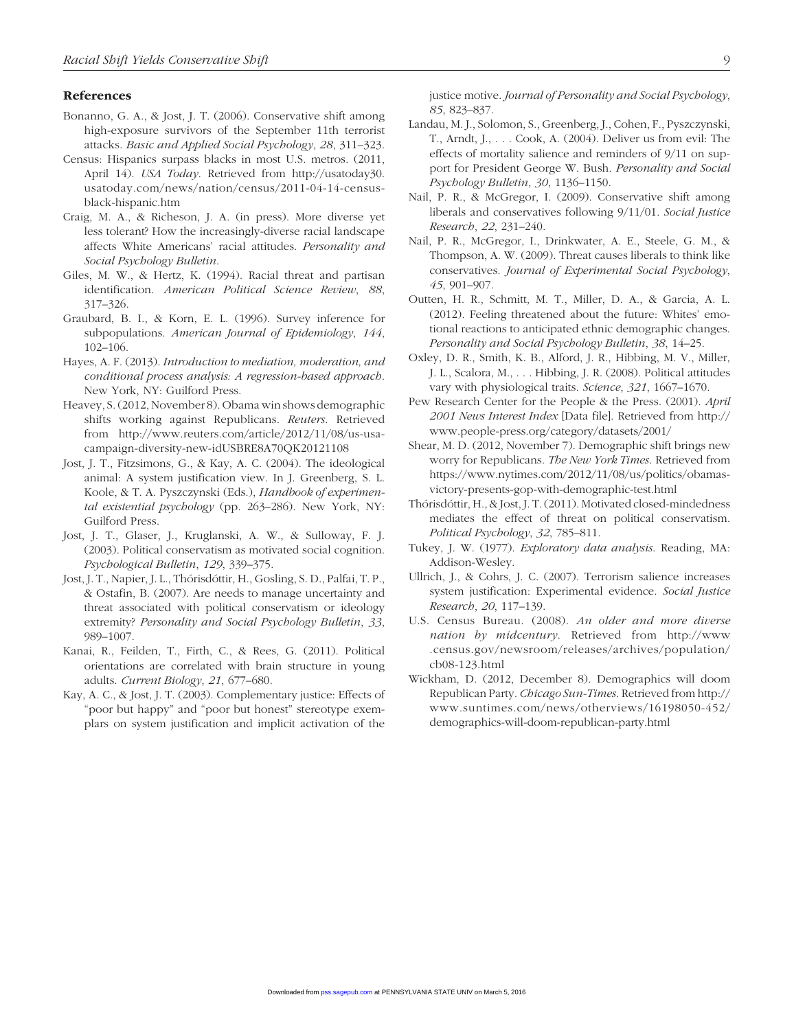## References

Bonanno, G. A., & Jost, J. T. (2006). Conservative shift among high-exposure survivors of the September 11th terrorist attacks. *Basic and Applied Social Psychology*, *28*, 311–323.

Census: Hispanics surpass blacks in most U.S. metros. (2011, April 14). *USA Today*. Retrieved from http://usatoday30.usatoday.com/news/nation/census/2011-04-14-census-black-hispanic.htm

Craig, M. A., & Richeson, J. A. (in press). More diverse yet less tolerant? How the increasingly-diverse racial landscape affects White Americans' racial attitudes. *Personality and Social Psychology Bulletin*.

Giles, M. W., & Hertz, K. (1994). Racial threat and partisan identification. *American Political Science Review*, *88*, 317–326.

Graubard, B. I., & Korn, E. L. (1996). Survey inference for subpopulations. *American Journal of Epidemiology*, *144*, 102–106.

Hayes, A. F. (2013). *Introduction to mediation, moderation, and conditional process analysis: A regression-based approach*. New York, NY: Guilford Press.

Heavey, S. (2012, November 8). Obama win shows demographic shifts working against Republicans. *Reuters*. Retrieved from http://www.reuters.com/article/2012/11/08/us-usa-campaign-diversity-new-idUSBRE8A70QK20121108

Jost, J. T., Fitzsimons, G., & Kay, A. C. (2004). The ideological animal: A system justification view. In J. Greenberg, S. L. Koole, & T. A. Pyszczynski (Eds.), *Handbook of experimental existential psychology* (pp. 263–286). New York, NY: Guilford Press.

Jost, J. T., Glaser, J., Kruglanski, A. W., & Sulloway, F. J. (2003). Political conservatism as motivated social cognition. *Psychological Bulletin*, *129*, 339–375.

Jost, J. T., Napier, J. L., Thórisdóttir, H., Gosling, S. D., Palfai, T. P., & Ostafin, B. (2007). Are needs to manage uncertainty and threat associated with political conservatism or ideology extremity? *Personality and Social Psychology Bulletin*, *33*, 989–1007.

Kanai, R., Feilden, T., Firth, C., & Rees, G. (2011). Political orientations are correlated with brain structure in young adults. *Current Biology*, *21*, 677–680.

Kay, A. C., & Jost, J. T. (2003). Complementary justice: Effects of "poor but happy" and "poor but honest" stereotype exemplars on system justification and implicit activation of the justice motive. *Journal of Personality and Social Psychology*, *85*, 823–837.

Landau, M. J., Solomon, S., Greenberg, J., Cohen, F., Pyszczynski, T., Arndt, J., . . . Cook, A. (2004). Deliver us from evil: The effects of mortality salience and reminders of 9/11 on support for President George W. Bush. *Personality and Social Psychology Bulletin*, *30*, 1136–1150.

Nail, P. R., & McGregor, I. (2009). Conservative shift among liberals and conservatives following 9/11/01. *Social Justice Research*, *22*, 231–240.

Nail, P. R., McGregor, I., Drinkwater, A. E., Steele, G. M., & Thompson, A. W. (2009). Threat causes liberals to think like conservatives. *Journal of Experimental Social Psychology*, *45*, 901–907.

Outten, H. R., Schmitt, M. T., Miller, D. A., & Garcia, A. L. (2012). Feeling threatened about the future: Whites' emotional reactions to anticipated ethnic demographic changes. *Personality and Social Psychology Bulletin*, *38*, 14–25.

Oxley, D. R., Smith, K. B., Alford, J. R., Hibbing, M. V., Miller, J. L., Scalora, M., . . . Hibbing, J. R. (2008). Political attitudes vary with physiological traits. *Science*, *321*, 1667–1670.

Pew Research Center for the People & the Press. (2001). *April 2001 News Interest Index* [Data file]. Retrieved from http://www.people-press.org/category/datasets/2001/

Shear, M. D. (2012, November 7). Demographic shift brings new worry for Republicans. *The New York Times*. Retrieved from https://www.nytimes.com/2012/11/08/us/politics/obamas-victory-presents-gop-with-demographic-test.html

Thórisdóttir, H., & Jost, J. T. (2011). Motivated closed-mindedness mediates the effect of threat on political conservatism. *Political Psychology*, *32*, 785–811.

Tukey, J. W. (1977). *Exploratory data analysis*. Reading, MA: Addison-Wesley.

Ullrich, J., & Cohrs, J. C. (2007). Terrorism salience increases system justification: Experimental evidence. *Social Justice Research*, *20*, 117–139.

U.S. Census Bureau. (2008). *An older and more diverse nation by midcentury*. Retrieved from http://www.census.gov/newsroom/releases/archives/population/cb08-123.html

Wickham, D. (2012, December 8). Demographics will doom Republican Party. *Chicago Sun-Times*. Retrieved from http://www.suntimes.com/news/otherviews/16198050-452/demographics-will-doom-republican-party.html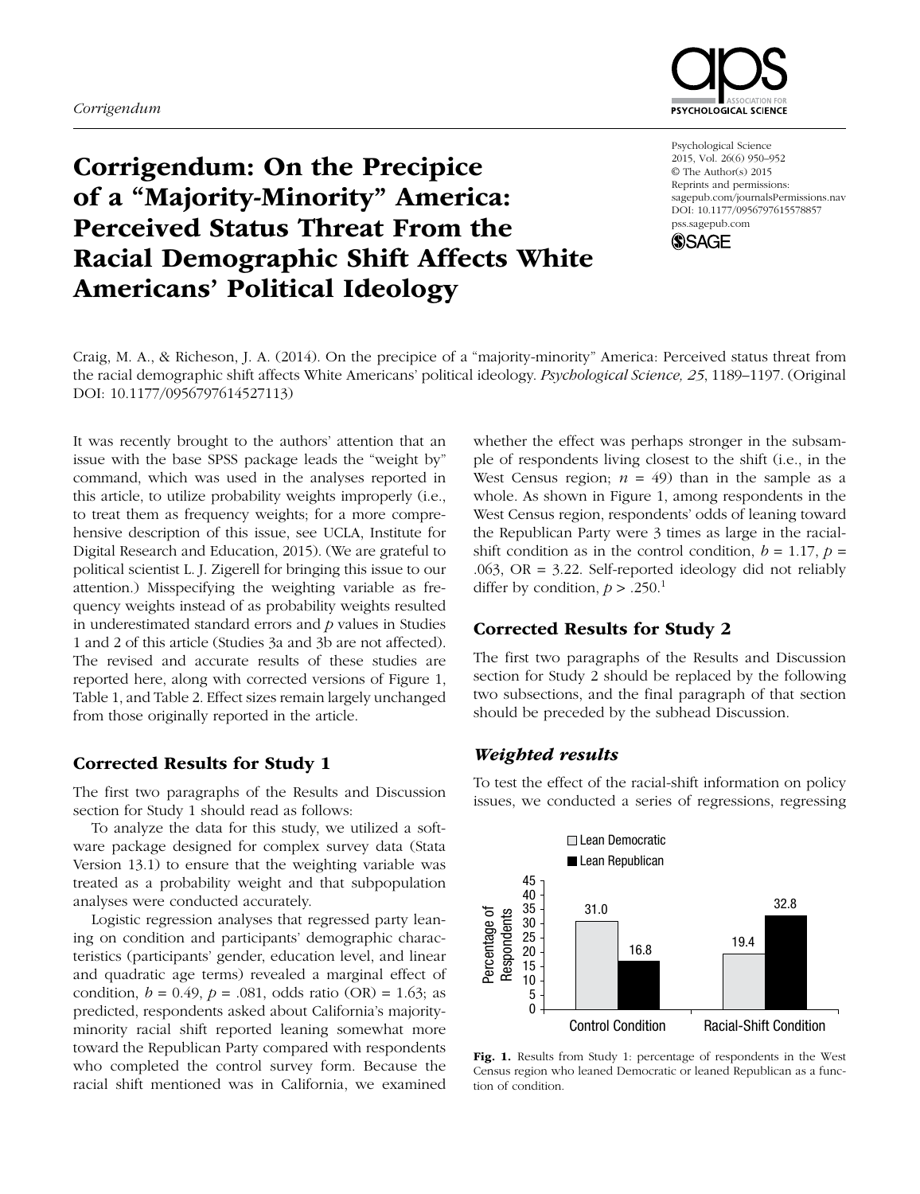*Corrigendum*

# Corrigendum: On the Precipice of a "Majority-Minority" America: Perceived Status Threat From the Racial Demographic Shift Affects White Americans' Political Ideology

Craig, M. A., & Richeson, J. A. (2014). On the precipice of a "majority-minority" America: Perceived status threat from the racial demographic shift affects White Americans' political ideology. *Psychological Science, 25*, 1189–1197. (Original DOI: 10.1177/0956797614527113)

It was recently brought to the authors' attention that an issue with the base SPSS package leads the "weight by" command, which was used in the analyses reported in this article, to utilize probability weights improperly (i.e., to treat them as frequency weights; for a more comprehensive description of this issue, see UCLA, Institute for Digital Research and Education, 2015). (We are grateful to political scientist L. J. Zigerell for bringing this issue to our attention.) Misspecifying the weighting variable as frequency weights instead of as probability weights resulted in underestimated standard errors and *p* values in Studies 1 and 2 of this article (Studies 3a and 3b are not affected). The revised and accurate results of these studies are reported here, along with corrected versions of Figure 1, Table 1, and Table 2. Effect sizes remain largely unchanged from those originally reported in the article.

## Corrected Results for Study 1

The first two paragraphs of the Results and Discussion section for Study 1 should read as follows:

To analyze the data for this study, we utilized a software package designed for complex survey data (Stata Version 13.1) to ensure that the weighting variable was treated as a probability weight and that subpopulation analyses were conducted accurately.

Logistic regression analyses that regressed party leaning on condition and participants' demographic characteristics (participants' gender, education level, and linear and quadratic age terms) revealed a marginal effect of condition, $b = 0.49$, $p = .081$, odds ratio (OR) = 1.63; as predicted, respondents asked about California's majority-minority racial shift reported leaning somewhat more toward the Republican Party compared with respondents who completed the control survey form. Because the racial shift mentioned was in California, we examined whether the effect was perhaps stronger in the subsample of respondents living closest to the shift (i.e., in the West Census region; $n = 49$) than in the sample as a whole. As shown in Figure 1, among respondents in the West Census region, respondents' odds of leaning toward the Republican Party were 3 times as large in the racial-shift condition as in the control condition, $b = 1.17$, $p = .063$, OR = 3.22. Self-reported ideology did not reliably differ by condition, $p > .250$.[1]

| | Lean Democratic | Lean Republican |
|---|---|---|
| Control Condition | 31.0 | 16.8 |
| Racial-Shift Condition | 19.4 | 32.8 |

Fig. 1. Results from Study 1: percentage of respondents in the West Census region who leaned Democratic or leaned Republican as a function of condition.

## Corrected Results for Study 2

The first two paragraphs of the Results and Discussion section for Study 2 should be replaced by the following two subsections, and the final paragraph of that section should be preceded by the subhead Discussion.

### *Weighted results*

To test the effect of the racial-shift information on policy issues, we conducted a series of regressions, regressing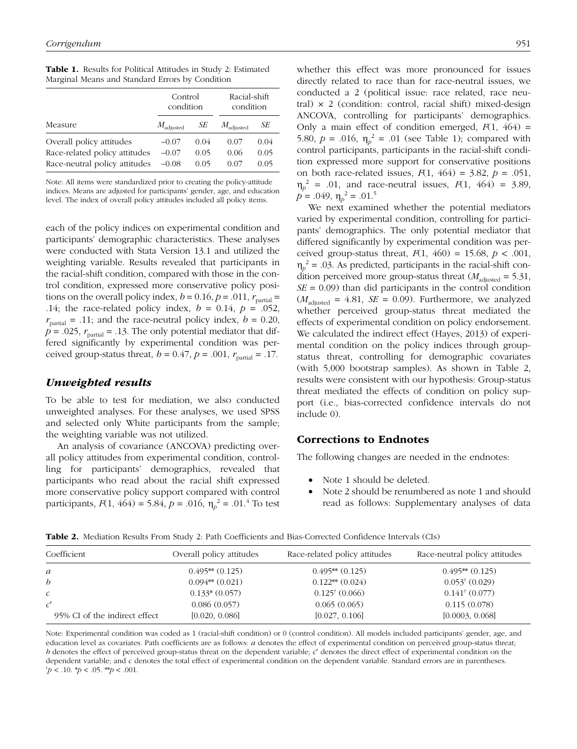**Table 1.** Results for Political Attitudes in Study 2: Estimated Marginal Means and Standard Errors by Condition

| Measure | Control condition | | Racial-shift condition | |
|---|---|---|---|---|
| | $M_{adjusted}$ | *SE* | $M_{adjusted}$ | *SE* |
| Overall policy attitudes | −0.07 | 0.04 | 0.07 | 0.04 |
| Race-related policy attitudes | −0.07 | 0.05 | 0.06 | 0.05 |
| Race-neutral policy attitudes | −0.08 | 0.05 | 0.07 | 0.05 |

Note: All items were standardized prior to creating the policy-attitude indices. Means are adjusted for participants' gender, age, and education level. The index of overall policy attitudes included all policy items.

each of the policy indices on experimental condition and participants' demographic characteristics. These analyses were conducted with Stata Version 13.1 and utilized the weighting variable. Results revealed that participants in the racial-shift condition, compared with those in the control condition, expressed more conservative policy positions on the overall policy index, $b = 0.16$, $p = .011$, $r_{partial} = .14$; the race-related policy index, $b = 0.14$, $p = .052$, $r_{partial} = .11$; and the race-neutral policy index, $b = 0.20$, $p = .025$, $r_{partial} = .13$. The only potential mediator that differed significantly by experimental condition was perceived group-status threat, $b = 0.47$, $p = .001$, $r_{partial} = .17$.

### *Unweighted results*

To be able to test for mediation, we also conducted unweighted analyses. For these analyses, we used SPSS and selected only White participants from the sample; the weighting variable was not utilized.

An analysis of covariance (ANCOVA) predicting overall policy attitudes from experimental condition, controlling for participants' demographics, revealed that participants who read about the racial shift expressed more conservative policy support compared with control participants, $F(1, 464) = 5.84$, $p = .016$, $\eta_p^2 = .01$.[4] To test whether this effect was more pronounced for issues directly related to race than for race-neutral issues, we conducted a 2 (political issue: race related, race neutral) × 2 (condition: control, racial shift) mixed-design ANCOVA, controlling for participants' demographics. Only a main effect of condition emerged, $F(1, 464) = 5.80$, $p = .016$, $\eta_p^2 = .01$ (see Table 1); compared with control participants, participants in the racial-shift condition expressed more support for conservative positions on both race-related issues, $F(1, 464) = 3.82$, $p = .051$, $\eta_p^2 = .01$, and race-neutral issues, $F(1, 464) = 3.89$, $p = .049$, $\eta_p^2 = .01$.[5]

We next examined whether the potential mediators varied by experimental condition, controlling for participants' demographics. The only potential mediator that differed significantly by experimental condition was perceived group-status threat, $F(1, 460) = 15.68$, $p < .001$, $\eta_p^2 = .03$. As predicted, participants in the racial-shift condition perceived more group-status threat ($M_{adjusted} = 5.31$, $SE = 0.09$) than did participants in the control condition ($M_{adjusted} = 4.81$, $SE = 0.09$). Furthermore, we analyzed whether perceived group-status threat mediated the effects of experimental condition on policy endorsement. We calculated the indirect effect (Hayes, 2013) of experimental condition on the policy indices through group-status threat, controlling for demographic covariates (with 5,000 bootstrap samples). As shown in Table 2, results were consistent with our hypothesis: Group-status threat mediated the effects of condition on policy support (i.e., bias-corrected confidence intervals do not include 0).

## Corrections to Endnotes

The following changes are needed in the endnotes:

- Note 1 should be deleted.
- Note 2 should be renumbered as note 1 and should read as follows: Supplementary analyses of data

**Table 2.** Mediation Results From Study 2: Path Coefficients and Bias-Corrected Confidence Intervals (CIs)

| Coefficient | Overall policy attitudes | Race-related policy attitudes | Race-neutral policy attitudes |
|---|---|---|---|
| *a* | 0.495** (0.125) | 0.495** (0.125) | 0.495** (0.125) |
| *b* | 0.094** (0.021) | 0.122** (0.024) | 0.053† (0.029) |
| *c* | 0.133* (0.057) | 0.125† (0.066) | 0.141† (0.077) |
| *c′* | 0.086 (0.057) | 0.065 (0.065) | 0.115 (0.078) |
| 95% CI of the indirect effect | [0.020, 0.086] | [0.027, 0.106] | [0.0003, 0.068] |

Note: Experimental condition was coded as 1 (racial-shift condition) or 0 (control condition). All models included participants' gender, age, and education level as covariates. Path coefficients are as follows: *a* denotes the effect of experimental condition on perceived group-status threat; *b* denotes the effect of perceived group-status threat on the dependent variable; *c′* denotes the direct effect of experimental condition on the dependent variable; and *c* denotes the total effect of experimental condition on the dependent variable. Standard errors are in parentheses. †$p < .10$. *$p < .05$. **$p < .001$.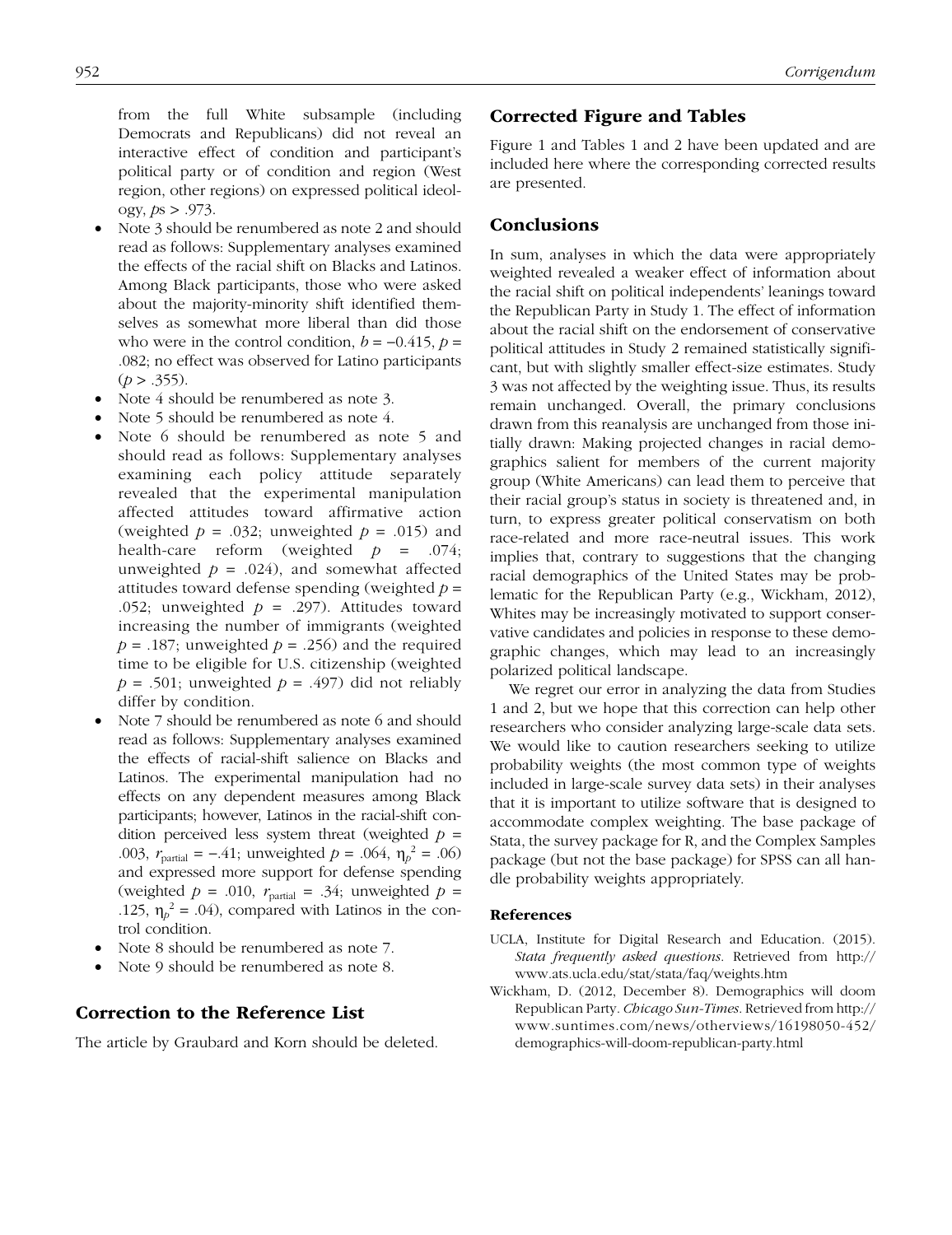from the full White subsample (including Democrats and Republicans) did not reveal an interactive effect of condition and participant's political party or of condition and region (West region, other regions) on expressed political ideology, *p*s > .973.

- Note 3 should be renumbered as note 2 and should read as follows: Supplementary analyses examined the effects of the racial shift on Blacks and Latinos. Among Black participants, those who were asked about the majority-minority shift identified themselves as somewhat more liberal than did those who were in the control condition, $b = -0.415$, $p = .082$; no effect was observed for Latino participants ($p > .355$).
- Note 4 should be renumbered as note 3.
- Note 5 should be renumbered as note 4.
- Note 6 should be renumbered as note 5 and should read as follows: Supplementary analyses examining each policy attitude separately revealed that the experimental manipulation affected attitudes toward affirmative action (weighted $p = .032$; unweighted $p = .015$) and health-care reform (weighted $p = .074$; unweighted $p = .024$), and somewhat affected attitudes toward defense spending (weighted $p = .052$; unweighted $p = .297$). Attitudes toward increasing the number of immigrants (weighted $p = .187$; unweighted $p = .256$) and the required time to be eligible for U.S. citizenship (weighted $p = .501$; unweighted $p = .497$) did not reliably differ by condition.
- Note 7 should be renumbered as note 6 and should read as follows: Supplementary analyses examined the effects of racial-shift salience on Blacks and Latinos. The experimental manipulation had no effects on any dependent measures among Black participants; however, Latinos in the racial-shift condition perceived less system threat (weighted $p = .003$, $r_{\text{partial}} = -.41$; unweighted $p = .064$, $\eta_p^2 = .06$) and expressed more support for defense spending (weighted $p = .010$, $r_{\text{partial}} = .34$; unweighted $p = .125$, $\eta_p^2 = .04$), compared with Latinos in the control condition.
- Note 8 should be renumbered as note 7.
- Note 9 should be renumbered as note 8.

## Correction to the Reference List

The article by Graubard and Korn should be deleted.

## Corrected Figure and Tables

Figure 1 and Tables 1 and 2 have been updated and are included here where the corresponding corrected results are presented.

## Conclusions

In sum, analyses in which the data were appropriately weighted revealed a weaker effect of information about the racial shift on political independents' leanings toward the Republican Party in Study 1. The effect of information about the racial shift on the endorsement of conservative political attitudes in Study 2 remained statistically significant, but with slightly smaller effect-size estimates. Study 3 was not affected by the weighting issue. Thus, its results remain unchanged. Overall, the primary conclusions drawn from this reanalysis are unchanged from those initially drawn: Making projected changes in racial demographics salient for members of the current majority group (White Americans) can lead them to perceive that their racial group's status in society is threatened and, in turn, to express greater political conservatism on both race-related and more race-neutral issues. This work implies that, contrary to suggestions that the changing racial demographics of the United States may be problematic for the Republican Party (e.g., Wickham, 2012), Whites may be increasingly motivated to support conservative candidates and policies in response to these demographic changes, which may lead to an increasingly polarized political landscape.

We regret our error in analyzing the data from Studies 1 and 2, but we hope that this correction can help other researchers who consider analyzing large-scale data sets. We would like to caution researchers seeking to utilize probability weights (the most common type of weights included in large-scale survey data sets) in their analyses that it is important to utilize software that is designed to accommodate complex weighting. The base package of Stata, the survey package for R, and the Complex Samples package (but not the base package) for SPSS can all handle probability weights appropriately.

### References

UCLA, Institute for Digital Research and Education. (2015). *Stata frequently asked questions*. Retrieved from http://www.ats.ucla.edu/stat/stata/faq/weights.htm

Wickham, D. (2012, December 8). Demographics will doom Republican Party. *Chicago Sun-Times*. Retrieved from http://www.suntimes.com/news/otherviews/16198050-452/demographics-will-doom-republican-party.html